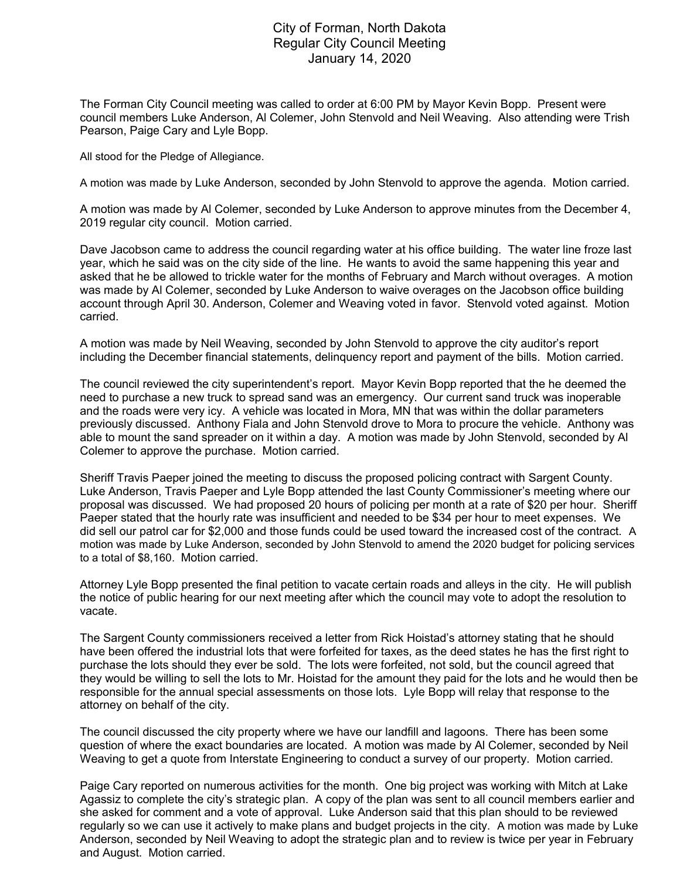# City of Forman, North Dakota
## Regular City Council Meeting
## January 14, 2020

The Forman City Council meeting was called to order at 6:00 PM by Mayor Kevin Bopp. Present were council members Luke Anderson, Al Colemer, John Stenvold and Neil Weaving. Also attending were Trish Pearson, Paige Cary and Lyle Bopp.

All stood for the Pledge of Allegiance.

A motion was made by Luke Anderson, seconded by John Stenvold to approve the agenda. Motion carried.

A motion was made by Al Colemer, seconded by Luke Anderson to approve minutes from the December 4, 2019 regular city council. Motion carried.

Dave Jacobson came to address the council regarding water at his office building. The water line froze last year, which he said was on the city side of the line. He wants to avoid the same happening this year and asked that he be allowed to trickle water for the months of February and March without overages. A motion was made by Al Colemer, seconded by Luke Anderson to waive overages on the Jacobson office building account through April 30. Anderson, Colemer and Weaving voted in favor. Stenvold voted against. Motion carried.

A motion was made by Neil Weaving, seconded by John Stenvold to approve the city auditor's report including the December financial statements, delinquency report and payment of the bills. Motion carried.

The council reviewed the city superintendent's report. Mayor Kevin Bopp reported that the he deemed the need to purchase a new truck to spread sand was an emergency. Our current sand truck was inoperable and the roads were very icy. A vehicle was located in Mora, MN that was within the dollar parameters previously discussed. Anthony Fiala and John Stenvold drove to Mora to procure the vehicle. Anthony was able to mount the sand spreader on it within a day. A motion was made by John Stenvold, seconded by Al Colemer to approve the purchase. Motion carried.

Sheriff Travis Paeper joined the meeting to discuss the proposed policing contract with Sargent County. Luke Anderson, Travis Paeper and Lyle Bopp attended the last County Commissioner's meeting where our proposal was discussed. We had proposed 20 hours of policing per month at a rate of $20 per hour. Sheriff Paeper stated that the hourly rate was insufficient and needed to be $34 per hour to meet expenses. We did sell our patrol car for $2,000 and those funds could be used toward the increased cost of the contract. A motion was made by Luke Anderson, seconded by John Stenvold to amend the 2020 budget for policing services to a total of $8,160. Motion carried.

Attorney Lyle Bopp presented the final petition to vacate certain roads and alleys in the city. He will publish the notice of public hearing for our next meeting after which the council may vote to adopt the resolution to vacate.

The Sargent County commissioners received a letter from Rick Hoistad's attorney stating that he should have been offered the industrial lots that were forfeited for taxes, as the deed states he has the first right to purchase the lots should they ever be sold. The lots were forfeited, not sold, but the council agreed that they would be willing to sell the lots to Mr. Hoistad for the amount they paid for the lots and he would then be responsible for the annual special assessments on those lots. Lyle Bopp will relay that response to the attorney on behalf of the city.

The council discussed the city property where we have our landfill and lagoons. There has been some question of where the exact boundaries are located. A motion was made by Al Colemer, seconded by Neil Weaving to get a quote from Interstate Engineering to conduct a survey of our property. Motion carried.

Paige Cary reported on numerous activities for the month. One big project was working with Mitch at Lake Agassiz to complete the city's strategic plan. A copy of the plan was sent to all council members earlier and she asked for comment and a vote of approval. Luke Anderson said that this plan should to be reviewed regularly so we can use it actively to make plans and budget projects in the city. A motion was made by Luke Anderson, seconded by Neil Weaving to adopt the strategic plan and to review is twice per year in February and August. Motion carried.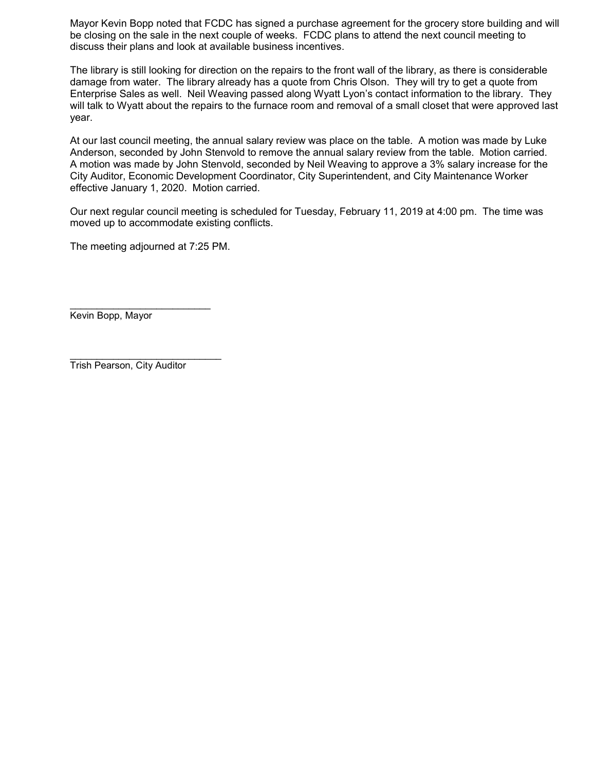Mayor Kevin Bopp noted that FCDC has signed a purchase agreement for the grocery store building and will be closing on the sale in the next couple of weeks. FCDC plans to attend the next council meeting to discuss their plans and look at available business incentives.

The library is still looking for direction on the repairs to the front wall of the library, as there is considerable damage from water. The library already has a quote from Chris Olson. They will try to get a quote from Enterprise Sales as well. Neil Weaving passed along Wyatt Lyon's contact information to the library. They will talk to Wyatt about the repairs to the furnace room and removal of a small closet that were approved last year.

At our last council meeting, the annual salary review was place on the table. A motion was made by Luke Anderson, seconded by John Stenvold to remove the annual salary review from the table. Motion carried. A motion was made by John Stenvold, seconded by Neil Weaving to approve a 3% salary increase for the City Auditor, Economic Development Coordinator, City Superintendent, and City Maintenance Worker effective January 1, 2020. Motion carried.

Our next regular council meeting is scheduled for Tuesday, February 11, 2019 at 4:00 pm. The time was moved up to accommodate existing conflicts.

The meeting adjourned at 7:25 PM.

___________________________
Kevin Bopp, Mayor

_____________________________
Trish Pearson, City Auditor